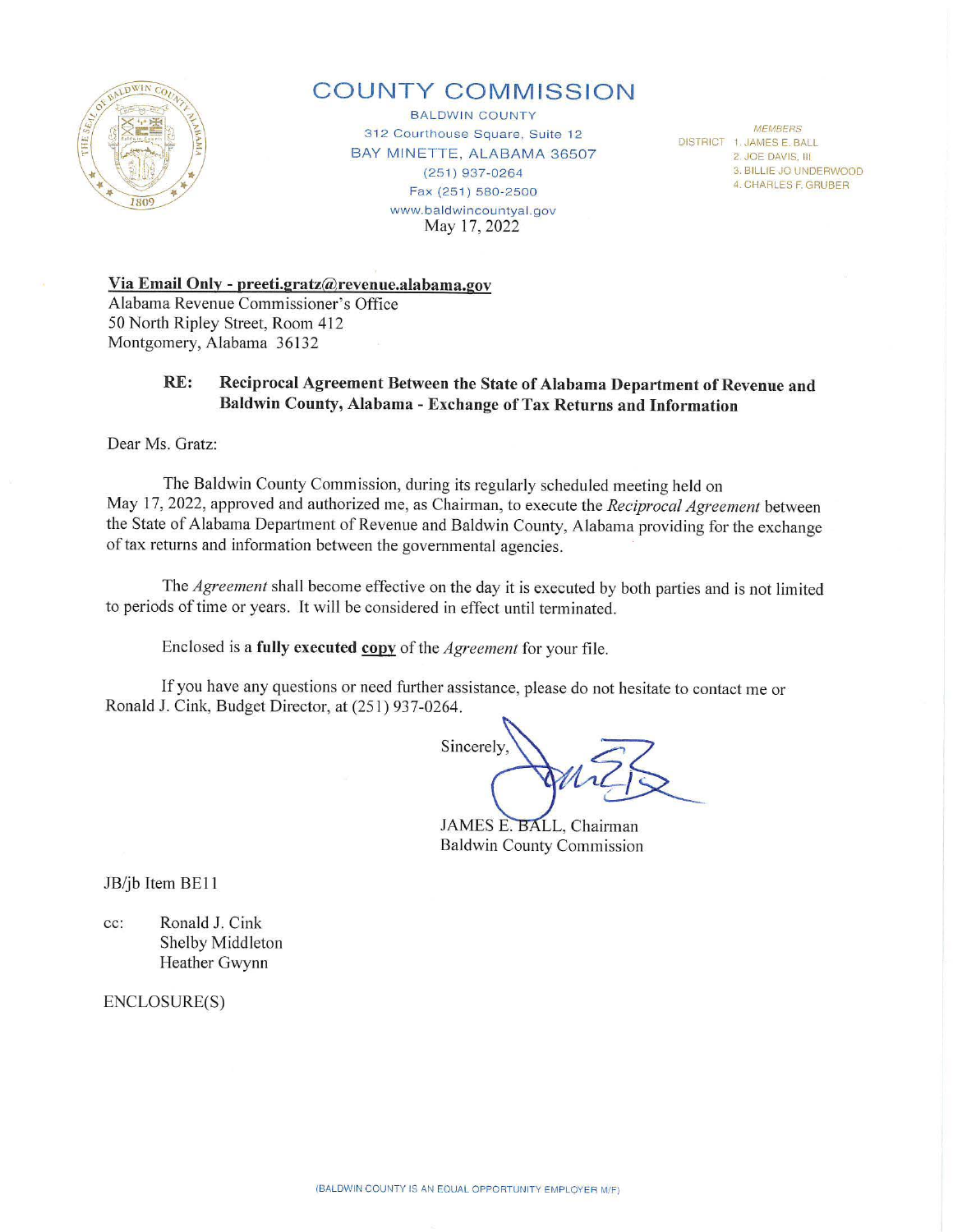# COUNTY COMMISSION

BALDWIN COUNTY
312 Courthouse Square, Suite 12
BAY MINETTE, ALABAMA 36507
(251) 937-0264
Fax (251) 580-2500
www.baldwincountyal.gov

*MEMBERS*
DISTRICT 1. JAMES E. BALL
2. JOE DAVIS, III
3. BILLIE JO UNDERWOOD
4. CHARLES F. GRUBER

May 17, 2022

**Via Email Only - preeti.gratz@revenue.alabama.gov**
Alabama Revenue Commissioner's Office
50 North Ripley Street, Room 412
Montgomery, Alabama 36132

**RE: Reciprocal Agreement Between the State of Alabama Department of Revenue and Baldwin County, Alabama - Exchange of Tax Returns and Information**

Dear Ms. Gratz:

The Baldwin County Commission, during its regularly scheduled meeting held on May 17, 2022, approved and authorized me, as Chairman, to execute the *Reciprocal Agreement* between the State of Alabama Department of Revenue and Baldwin County, Alabama providing for the exchange of tax returns and information between the governmental agencies.

The *Agreement* shall become effective on the day it is executed by both parties and is not limited to periods of time or years. It will be considered in effect until terminated.

Enclosed is a **fully executed copy** of the *Agreement* for your file.

If you have any questions or need further assistance, please do not hesitate to contact me or Ronald J. Cink, Budget Director, at (251) 937-0264.

Sincerely,

JAMES E. BALL, Chairman
Baldwin County Commission

JB/jb Item BE11

cc: Ronald J. Cink
Shelby Middleton
Heather Gwynn

ENCLOSURE(S)

(BALDWIN COUNTY IS AN EQUAL OPPORTUNITY EMPLOYER M/F)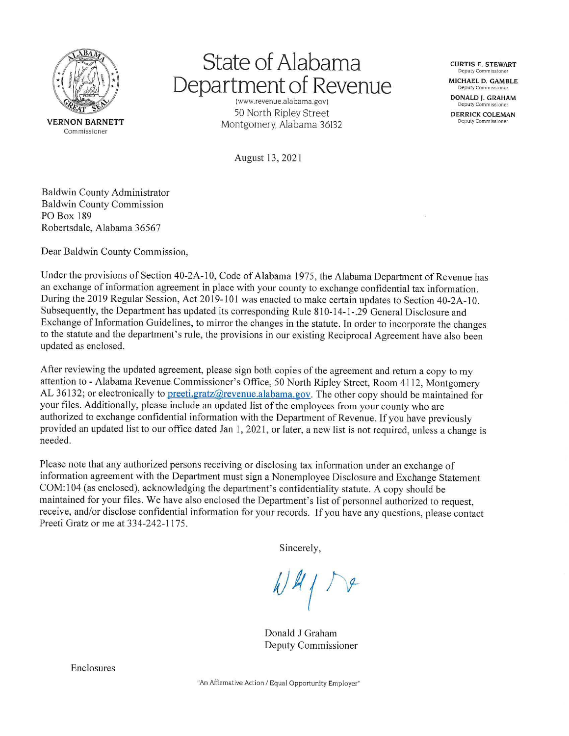VERNON BARNETT
Commissioner

# State of Alabama Department of Revenue

(www.revenue.alabama.gov)
50 North Ripley Street
Montgomery, Alabama 36132

**CURTIS E. STEWART**
Deputy Commissioner

**MICHAEL D. GAMBLE**
Deputy Commissioner

**DONALD J. GRAHAM**
Deputy Commissioner

**DERRICK COLEMAN**
Deputy Commissioner

August 13, 2021

Baldwin County Administrator
Baldwin County Commission
PO Box 189
Robertsdale, Alabama 36567

Dear Baldwin County Commission,

Under the provisions of Section 40-2A-10, Code of Alabama 1975, the Alabama Department of Revenue has an exchange of information agreement in place with your county to exchange confidential tax information. During the 2019 Regular Session, Act 2019-101 was enacted to make certain updates to Section 40-2A-10. Subsequently, the Department has updated its corresponding Rule 810-14-1-.29 General Disclosure and Exchange of Information Guidelines, to mirror the changes in the statute. In order to incorporate the changes to the statute and the department's rule, the provisions in our existing Reciprocal Agreement have also been updated as enclosed.

After reviewing the updated agreement, please sign both copies of the agreement and return a copy to my attention to - Alabama Revenue Commissioner's Office, 50 North Ripley Street, Room 4112, Montgomery AL 36132; or electronically to preeti.gratz@revenue.alabama.gov. The other copy should be maintained for your files. Additionally, please include an updated list of the employees from your county who are authorized to exchange confidential information with the Department of Revenue. If you have previously provided an updated list to our office dated Jan 1, 2021, or later, a new list is not required, unless a change is needed.

Please note that any authorized persons receiving or disclosing tax information under an exchange of information agreement with the Department must sign a Nonemployee Disclosure and Exchange Statement COM:104 (as enclosed), acknowledging the department's confidentiality statute. A copy should be maintained for your files. We have also enclosed the Department's list of personnel authorized to request, receive, and/or disclose confidential information for your records. If you have any questions, please contact Preeti Gratz or me at 334-242-1175.

Sincerely,

Donald J Graham
Deputy Commissioner

Enclosures

"An Affirmative Action / Equal Opportunity Employer"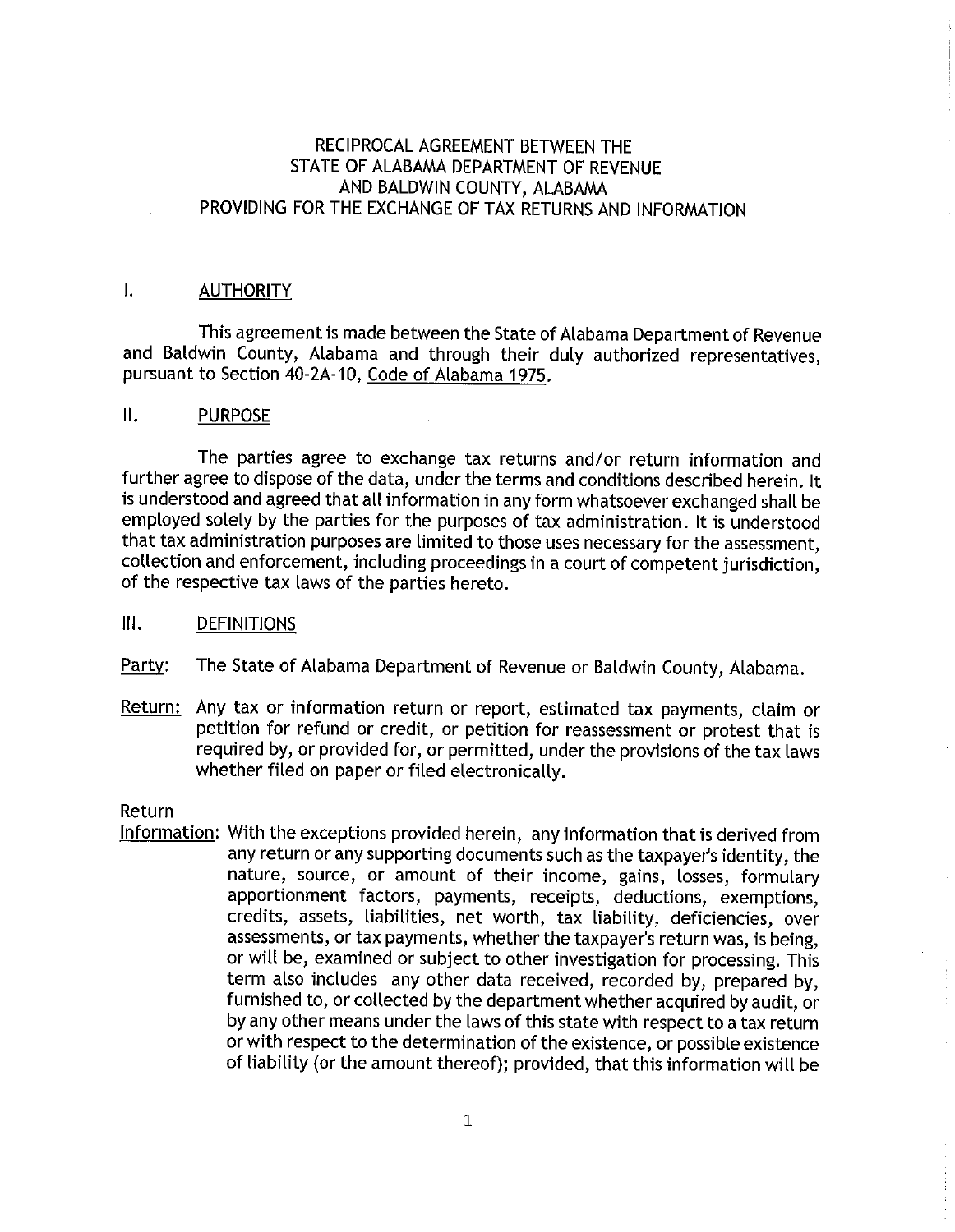# RECIPROCAL AGREEMENT BETWEEN THE STATE OF ALABAMA DEPARTMENT OF REVENUE AND BALDWIN COUNTY, ALABAMA PROVIDING FOR THE EXCHANGE OF TAX RETURNS AND INFORMATION

## I. AUTHORITY

This agreement is made between the State of Alabama Department of Revenue and Baldwin County, Alabama and through their duly authorized representatives, pursuant to Section 40-2A-10, Code of Alabama 1975.

## II. PURPOSE

The parties agree to exchange tax returns and/or return information and further agree to dispose of the data, under the terms and conditions described herein. It is understood and agreed that all information in any form whatsoever exchanged shall be employed solely by the parties for the purposes of tax administration. It is understood that tax administration purposes are limited to those uses necessary for the assessment, collection and enforcement, including proceedings in a court of competent jurisdiction, of the respective tax laws of the parties hereto.

## III. DEFINITIONS

Party: The State of Alabama Department of Revenue or Baldwin County, Alabama.

Return: Any tax or information return or report, estimated tax payments, claim or petition for refund or credit, or petition for reassessment or protest that is required by, or provided for, or permitted, under the provisions of the tax laws whether filed on paper or filed electronically.

Return Information: With the exceptions provided herein, any information that is derived from any return or any supporting documents such as the taxpayer's identity, the nature, source, or amount of their income, gains, losses, formulary apportionment factors, payments, receipts, deductions, exemptions, credits, assets, liabilities, net worth, tax liability, deficiencies, over assessments, or tax payments, whether the taxpayer's return was, is being, or will be, examined or subject to other investigation for processing. This term also includes any other data received, recorded by, prepared by, furnished to, or collected by the department whether acquired by audit, or by any other means under the laws of this state with respect to a tax return or with respect to the determination of the existence, or possible existence of liability (or the amount thereof); provided, that this information will be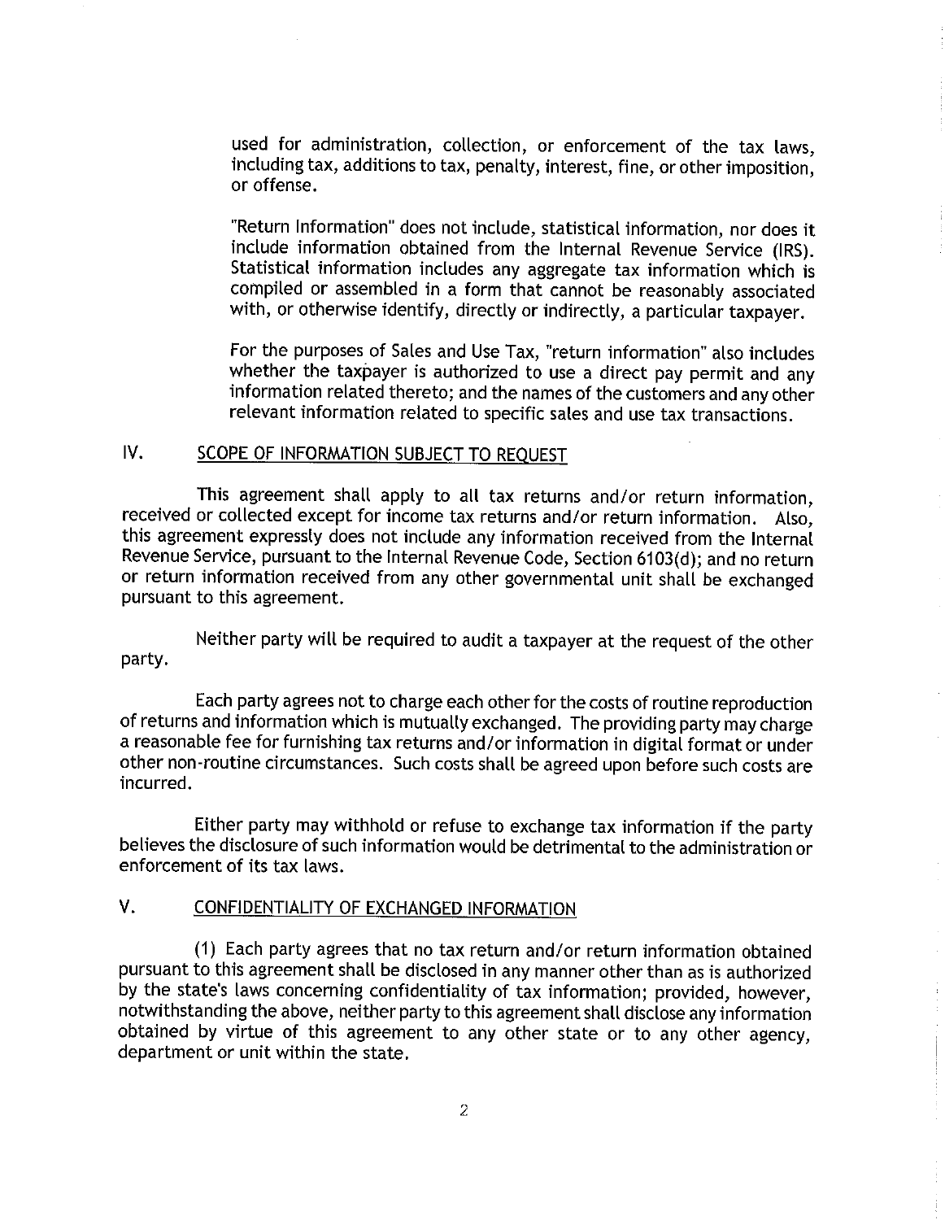used for administration, collection, or enforcement of the tax laws, including tax, additions to tax, penalty, interest, fine, or other imposition, or offense.

"Return Information" does not include, statistical information, nor does it include information obtained from the Internal Revenue Service (IRS). Statistical information includes any aggregate tax information which is compiled or assembled in a form that cannot be reasonably associated with, or otherwise identify, directly or indirectly, a particular taxpayer.

For the purposes of Sales and Use Tax, "return information" also includes whether the taxpayer is authorized to use a direct pay permit and any information related thereto; and the names of the customers and any other relevant information related to specific sales and use tax transactions.

## IV. SCOPE OF INFORMATION SUBJECT TO REQUEST

This agreement shall apply to all tax returns and/or return information, received or collected except for income tax returns and/or return information. Also, this agreement expressly does not include any information received from the Internal Revenue Service, pursuant to the Internal Revenue Code, Section 6103(d); and no return or return information received from any other governmental unit shall be exchanged pursuant to this agreement.

Neither party will be required to audit a taxpayer at the request of the other party.

Each party agrees not to charge each other for the costs of routine reproduction of returns and information which is mutually exchanged. The providing party may charge a reasonable fee for furnishing tax returns and/or information in digital format or under other non-routine circumstances. Such costs shall be agreed upon before such costs are incurred.

Either party may withhold or refuse to exchange tax information if the party believes the disclosure of such information would be detrimental to the administration or enforcement of its tax laws.

## V. CONFIDENTIALITY OF EXCHANGED INFORMATION

(1) Each party agrees that no tax return and/or return information obtained pursuant to this agreement shall be disclosed in any manner other than as is authorized by the state's laws concerning confidentiality of tax information; provided, however, notwithstanding the above, neither party to this agreement shall disclose any information obtained by virtue of this agreement to any other state or to any other agency, department or unit within the state.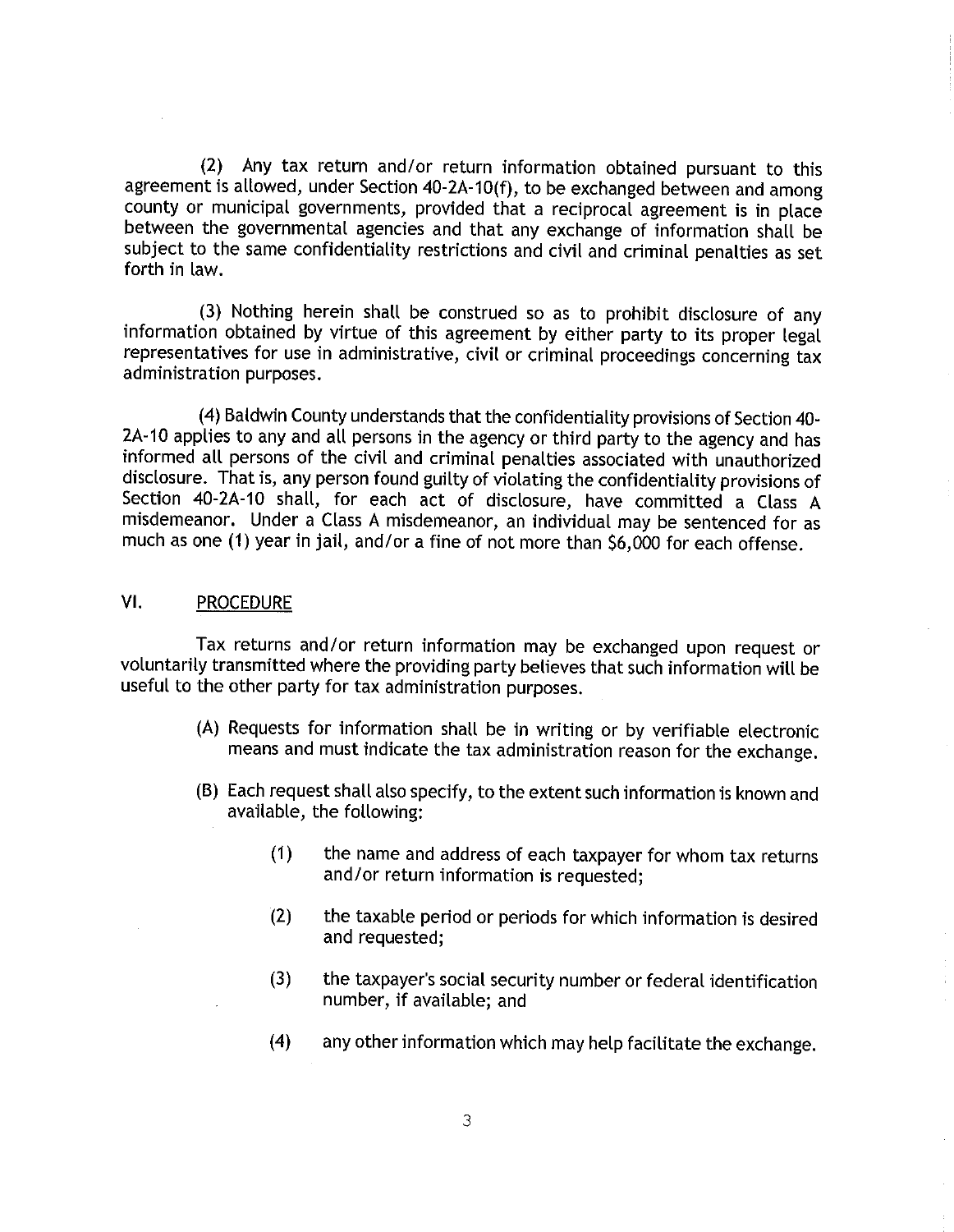(2) Any tax return and/or return information obtained pursuant to this agreement is allowed, under Section 40-2A-10(f), to be exchanged between and among county or municipal governments, provided that a reciprocal agreement is in place between the governmental agencies and that any exchange of information shall be subject to the same confidentiality restrictions and civil and criminal penalties as set forth in law.

(3) Nothing herein shall be construed so as to prohibit disclosure of any information obtained by virtue of this agreement by either party to its proper legal representatives for use in administrative, civil or criminal proceedings concerning tax administration purposes.

(4) Baldwin County understands that the confidentiality provisions of Section 40-2A-10 applies to any and all persons in the agency or third party to the agency and has informed all persons of the civil and criminal penalties associated with unauthorized disclosure. That is, any person found guilty of violating the confidentiality provisions of Section 40-2A-10 shall, for each act of disclosure, have committed a Class A misdemeanor. Under a Class A misdemeanor, an individual may be sentenced for as much as one (1) year in jail, and/or a fine of not more than $6,000 for each offense.

## VI. PROCEDURE

Tax returns and/or return information may be exchanged upon request or voluntarily transmitted where the providing party believes that such information will be useful to the other party for tax administration purposes.

(A) Requests for information shall be in writing or by verifiable electronic means and must indicate the tax administration reason for the exchange.

(B) Each request shall also specify, to the extent such information is known and available, the following:

(1) the name and address of each taxpayer for whom tax returns and/or return information is requested;

(2) the taxable period or periods for which information is desired and requested;

(3) the taxpayer's social security number or federal identification number, if available; and

(4) any other information which may help facilitate the exchange.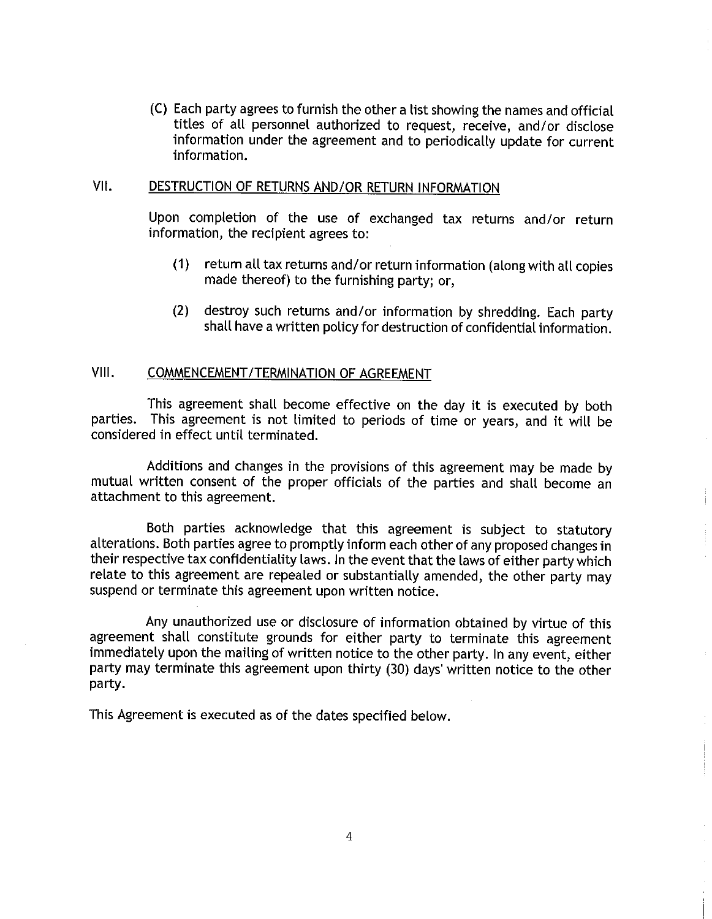(C) Each party agrees to furnish the other a list showing the names and official titles of all personnel authorized to request, receive, and/or disclose information under the agreement and to periodically update for current information.

## VII. DESTRUCTION OF RETURNS AND/OR RETURN INFORMATION

Upon completion of the use of exchanged tax returns and/or return information, the recipient agrees to:

(1) return all tax returns and/or return information (along with all copies made thereof) to the furnishing party; or,

(2) destroy such returns and/or information by shredding. Each party shall have a written policy for destruction of confidential information.

## VIII. COMMENCEMENT/TERMINATION OF AGREEMENT

This agreement shall become effective on the day it is executed by both parties. This agreement is not limited to periods of time or years, and it will be considered in effect until terminated.

Additions and changes in the provisions of this agreement may be made by mutual written consent of the proper officials of the parties and shall become an attachment to this agreement.

Both parties acknowledge that this agreement is subject to statutory alterations. Both parties agree to promptly inform each other of any proposed changes in their respective tax confidentiality laws. In the event that the laws of either party which relate to this agreement are repealed or substantially amended, the other party may suspend or terminate this agreement upon written notice.

Any unauthorized use or disclosure of information obtained by virtue of this agreement shall constitute grounds for either party to terminate this agreement immediately upon the mailing of written notice to the other party. In any event, either party may terminate this agreement upon thirty (30) days' written notice to the other party.

This Agreement is executed as of the dates specified below.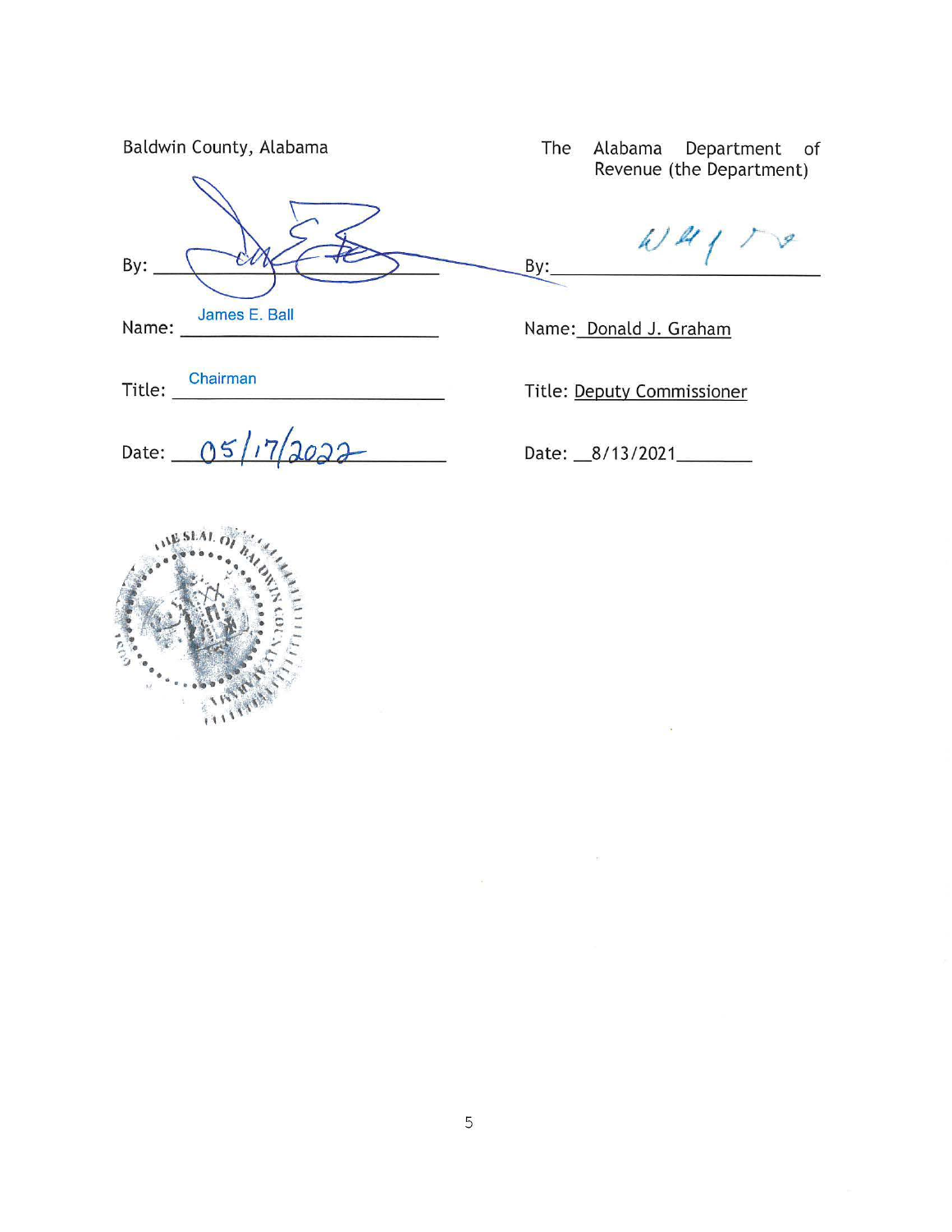| Baldwin County, Alabama | The Alabama Department of Revenue (the Department) |
| --- | --- |
| By: ____________ | By: ____________ |
| Name: James E. Ball | Name: Donald J. Graham |
| Title: Chairman | Title: Deputy Commissioner |
| Date: 05/17/2022 | Date: 8/13/2021 |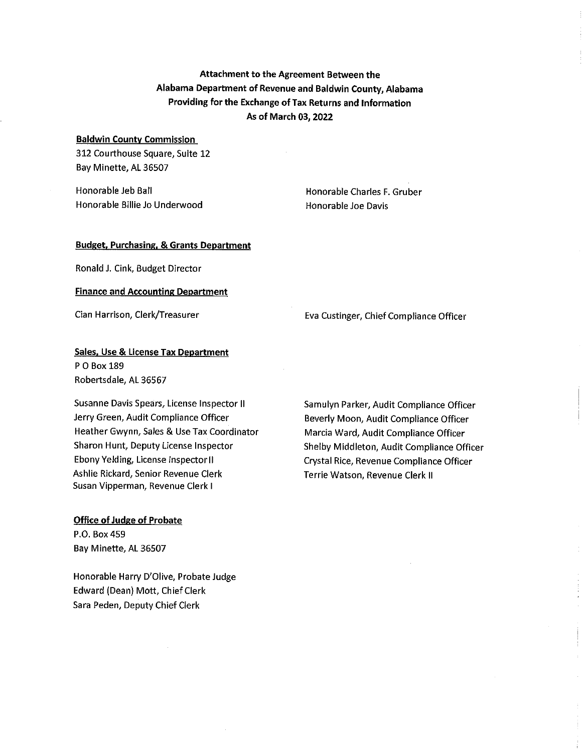**Attachment to the Agreement Between the Alabama Department of Revenue and Baldwin County, Alabama Providing for the Exchange of Tax Returns and Information As of March 03, 2022**

**Baldwin County Commission**
312 Courthouse Square, Suite 12
Bay Minette, AL 36507

Honorable Jeb Ball
Honorable Billie Jo Underwood
Honorable Charles F. Gruber
Honorable Joe Davis

**Budget, Purchasing, & Grants Department**

Ronald J. Cink, Budget Director

**Finance and Accounting Department**

Cian Harrison, Clerk/Treasurer
Eva Custinger, Chief Compliance Officer

**Sales, Use & License Tax Department**
P O Box 189
Robertsdale, AL 36567

Susanne Davis Spears, License Inspector II
Jerry Green, Audit Compliance Officer
Heather Gwynn, Sales & Use Tax Coordinator
Sharon Hunt, Deputy License Inspector
Ebony Yelding, License Inspector II
Ashlie Rickard, Senior Revenue Clerk
Susan Vipperman, Revenue Clerk I
Samulyn Parker, Audit Compliance Officer
Beverly Moon, Audit Compliance Officer
Marcia Ward, Audit Compliance Officer
Shelby Middleton, Audit Compliance Officer
Crystal Rice, Revenue Compliance Officer
Terrie Watson, Revenue Clerk II

**Office of Judge of Probate**
P.O. Box 459
Bay Minette, AL 36507

Honorable Harry D'Olive, Probate Judge
Edward (Dean) Mott, Chief Clerk
Sara Peden, Deputy Chief Clerk